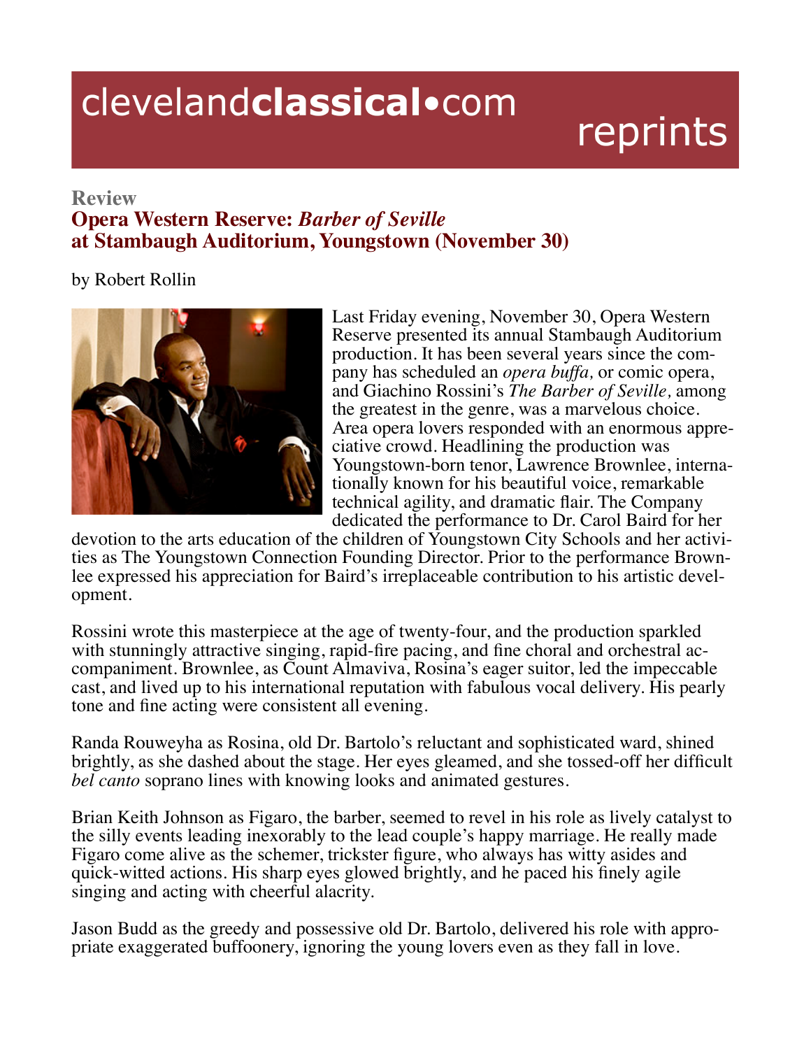clevelandclassical•com reprints

**Review**

## Opera Western Reserve: *Barber of Seville* at Stambaugh Auditorium, Youngstown (November 30)

by Robert Rollin

Last Friday evening, November 30, Opera Western Reserve presented its annual Stambaugh Auditorium production. It has been several years since the company has scheduled an *opera buffa,* or comic opera, and Giachino Rossini's *The Barber of Seville,* among the greatest in the genre, was a marvelous choice. Area opera lovers responded with an enormous appreciative crowd. Headlining the production was Youngstown-born tenor, Lawrence Brownlee, internationally known for his beautiful voice, remarkable technical agility, and dramatic flair. The Company dedicated the performance to Dr. Carol Baird for her devotion to the arts education of the children of Youngstown City Schools and her activities as The Youngstown Connection Founding Director. Prior to the performance Brownlee expressed his appreciation for Baird's irreplaceable contribution to his artistic development.

Rossini wrote this masterpiece at the age of twenty-four, and the production sparkled with stunningly attractive singing, rapid-fire pacing, and fine choral and orchestral accompaniment. Brownlee, as Count Almaviva, Rosina's eager suitor, led the impeccable cast, and lived up to his international reputation with fabulous vocal delivery. His pearly tone and fine acting were consistent all evening.

Randa Rouweyha as Rosina, old Dr. Bartolo's reluctant and sophisticated ward, shined brightly, as she dashed about the stage. Her eyes gleamed, and she tossed-off her difficult *bel canto* soprano lines with knowing looks and animated gestures.

Brian Keith Johnson as Figaro, the barber, seemed to revel in his role as lively catalyst to the silly events leading inexorably to the lead couple's happy marriage. He really made Figaro come alive as the schemer, trickster figure, who always has witty asides and quick-witted actions. His sharp eyes glowed brightly, and he paced his finely agile singing and acting with cheerful alacrity.

Jason Budd as the greedy and possessive old Dr. Bartolo, delivered his role with appropriate exaggerated buffoonery, ignoring the young lovers even as they fall in love.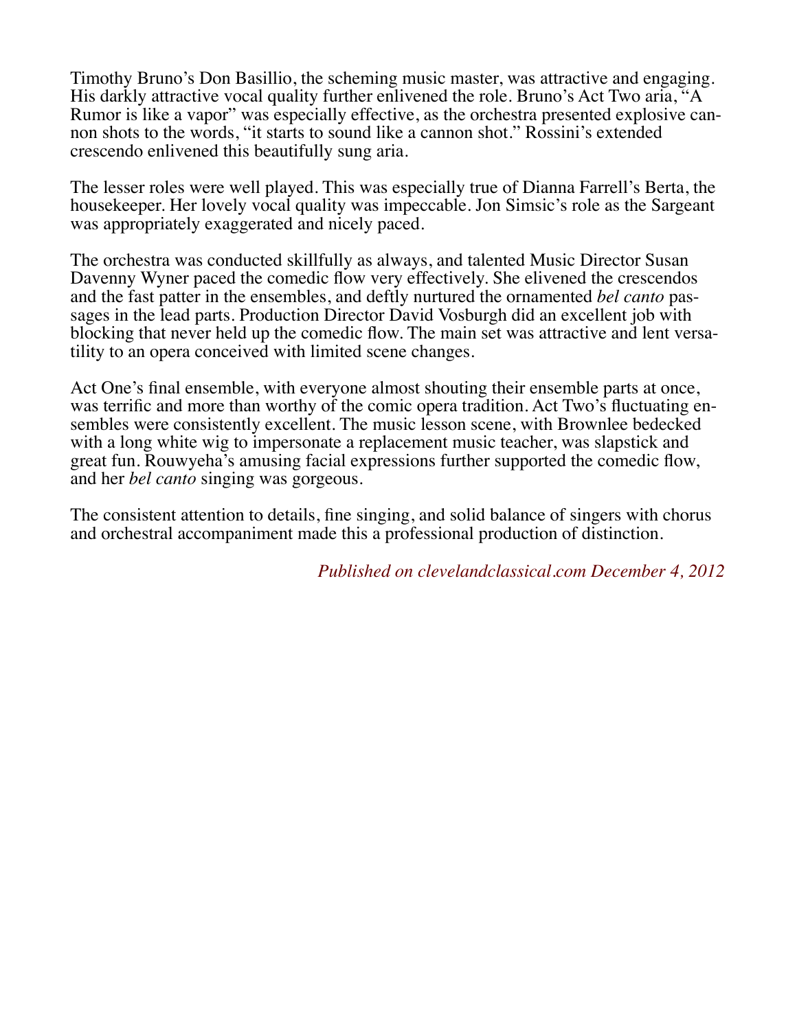Timothy Bruno's Don Basillio, the scheming music master, was attractive and engaging. His darkly attractive vocal quality further enlivened the role. Bruno's Act Two aria, "A Rumor is like a vapor" was especially effective, as the orchestra presented explosive cannon shots to the words, "it starts to sound like a cannon shot." Rossini's extended crescendo enlivened this beautifully sung aria.

The lesser roles were well played. This was especially true of Dianna Farrell's Berta, the housekeeper. Her lovely vocal quality was impeccable. Jon Simsic's role as the Sargeant was appropriately exaggerated and nicely paced.

The orchestra was conducted skillfully as always, and talented Music Director Susan Davenny Wyner paced the comedic flow very effectively. She elivened the crescendos and the fast patter in the ensembles, and deftly nurtured the ornamented *bel canto* passages in the lead parts. Production Director David Vosburgh did an excellent job with blocking that never held up the comedic flow. The main set was attractive and lent versatility to an opera conceived with limited scene changes.

Act One's final ensemble, with everyone almost shouting their ensemble parts at once, was terrific and more than worthy of the comic opera tradition. Act Two's fluctuating ensembles were consistently excellent. The music lesson scene, with Brownlee bedecked with a long white wig to impersonate a replacement music teacher, was slapstick and great fun. Rouwyeha's amusing facial expressions further supported the comedic flow, and her *bel canto* singing was gorgeous.

The consistent attention to details, fine singing, and solid balance of singers with chorus and orchestral accompaniment made this a professional production of distinction.

*Published on clevelandclassical.com December 4, 2012*